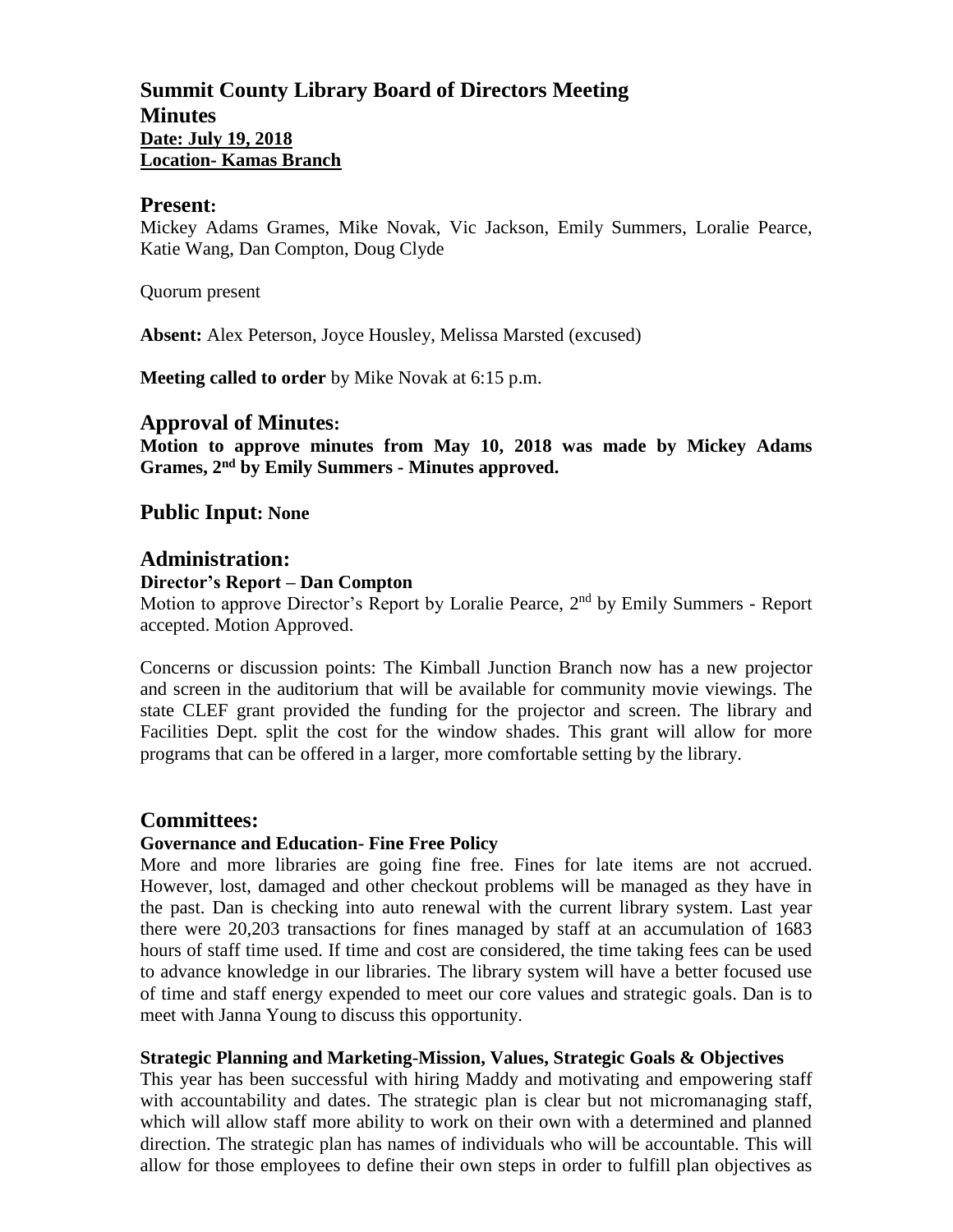# Summit County Library Board of Directors Meeting
# Minutes

**Date: July 19, 2018**
**Location- Kamas Branch**

## Present:

Mickey Adams Grames, Mike Novak, Vic Jackson, Emily Summers, Loralie Pearce, Katie Wang, Dan Compton, Doug Clyde

Quorum present

**Absent:** Alex Peterson, Joyce Housley, Melissa Marsted (excused)

**Meeting called to order** by Mike Novak at 6:15 p.m.

## Approval of Minutes:

**Motion to approve minutes from May 10, 2018 was made by Mickey Adams Grames, 2nd by Emily Summers - Minutes approved.**

## Public Input: None

## Administration:

### Director's Report – Dan Compton

Motion to approve Director's Report by Loralie Pearce, 2nd by Emily Summers - Report accepted. Motion Approved.

Concerns or discussion points: The Kimball Junction Branch now has a new projector and screen in the auditorium that will be available for community movie viewings. The state CLEF grant provided the funding for the projector and screen. The library and Facilities Dept. split the cost for the window shades. This grant will allow for more programs that can be offered in a larger, more comfortable setting by the library.

## Committees:

### Governance and Education- Fine Free Policy

More and more libraries are going fine free. Fines for late items are not accrued. However, lost, damaged and other checkout problems will be managed as they have in the past. Dan is checking into auto renewal with the current library system. Last year there were 20,203 transactions for fines managed by staff at an accumulation of 1683 hours of staff time used. If time and cost are considered, the time taking fees can be used to advance knowledge in our libraries. The library system will have a better focused use of time and staff energy expended to meet our core values and strategic goals. Dan is to meet with Janna Young to discuss this opportunity.

### Strategic Planning and Marketing-Mission, Values, Strategic Goals & Objectives

This year has been successful with hiring Maddy and motivating and empowering staff with accountability and dates. The strategic plan is clear but not micromanaging staff, which will allow staff more ability to work on their own with a determined and planned direction. The strategic plan has names of individuals who will be accountable. This will allow for those employees to define their own steps in order to fulfill plan objectives as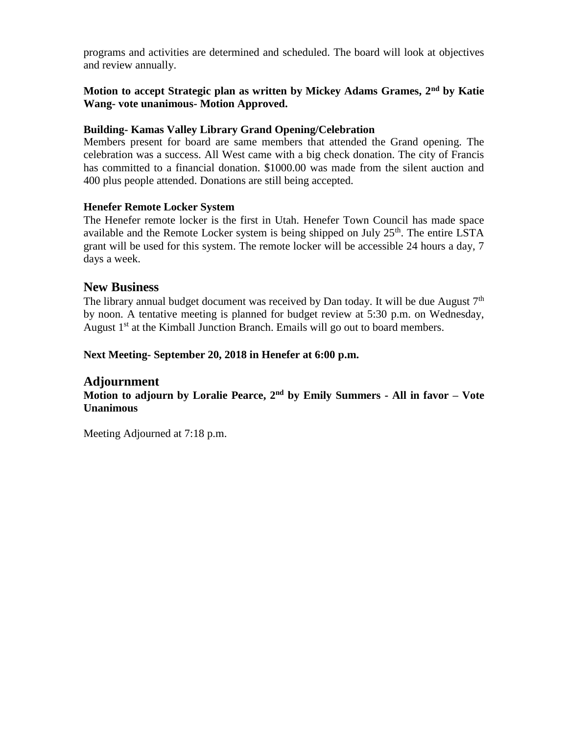programs and activities are determined and scheduled. The board will look at objectives and review annually.

**Motion to accept Strategic plan as written by Mickey Adams Grames, 2nd by Katie Wang- vote unanimous- Motion Approved.**

**Building- Kamas Valley Library Grand Opening/Celebration**

Members present for board are same members that attended the Grand opening. The celebration was a success. All West came with a big check donation. The city of Francis has committed to a financial donation. $1000.00 was made from the silent auction and 400 plus people attended. Donations are still being accepted.

**Henefer Remote Locker System**

The Henefer remote locker is the first in Utah. Henefer Town Council has made space available and the Remote Locker system is being shipped on July 25th. The entire LSTA grant will be used for this system. The remote locker will be accessible 24 hours a day, 7 days a week.

## New Business

The library annual budget document was received by Dan today. It will be due August 7th by noon. A tentative meeting is planned for budget review at 5:30 p.m. on Wednesday, August 1st at the Kimball Junction Branch. Emails will go out to board members.

**Next Meeting- September 20, 2018 in Henefer at 6:00 p.m.**

## Adjournment

**Motion to adjourn by Loralie Pearce, 2nd by Emily Summers - All in favor – Vote Unanimous**

Meeting Adjourned at 7:18 p.m.